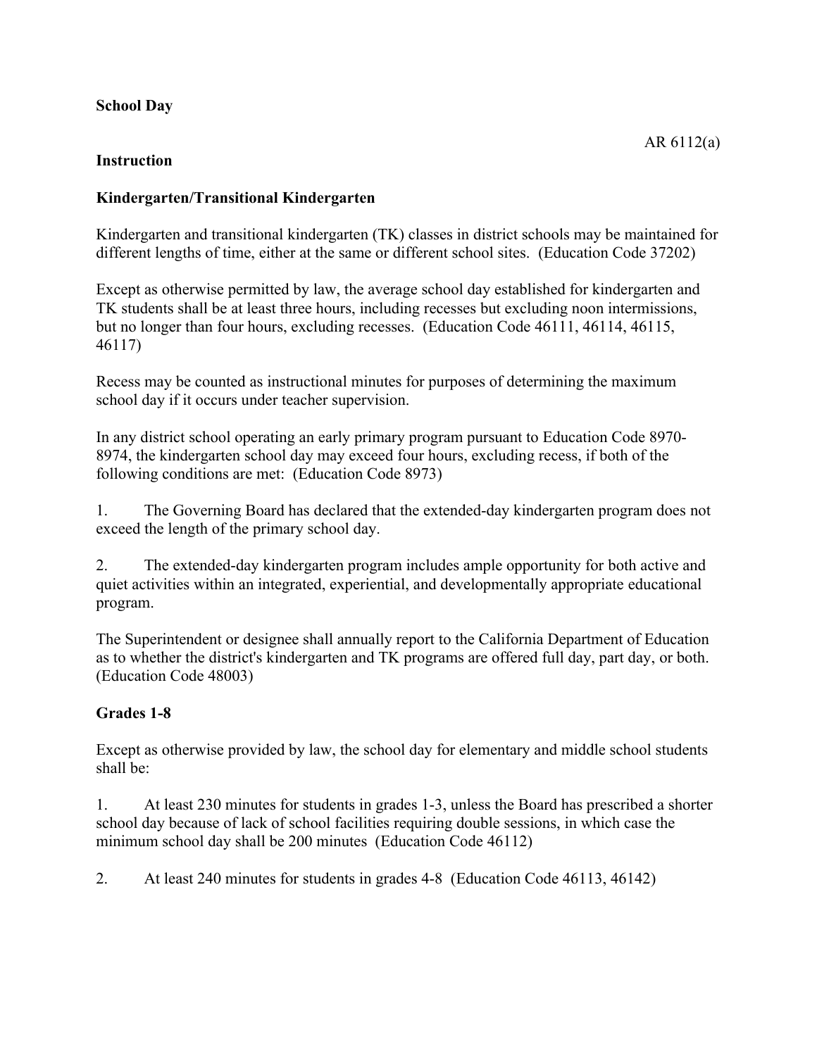**School Day**

AR 6112(a)

**Instruction**

**Kindergarten/Transitional Kindergarten**

Kindergarten and transitional kindergarten (TK) classes in district schools may be maintained for different lengths of time, either at the same or different school sites. (Education Code 37202)

Except as otherwise permitted by law, the average school day established for kindergarten and TK students shall be at least three hours, including recesses but excluding noon intermissions, but no longer than four hours, excluding recesses. (Education Code 46111, 46114, 46115, 46117)

Recess may be counted as instructional minutes for purposes of determining the maximum school day if it occurs under teacher supervision.

In any district school operating an early primary program pursuant to Education Code 8970-8974, the kindergarten school day may exceed four hours, excluding recess, if both of the following conditions are met: (Education Code 8973)

1. The Governing Board has declared that the extended-day kindergarten program does not exceed the length of the primary school day.

2. The extended-day kindergarten program includes ample opportunity for both active and quiet activities within an integrated, experiential, and developmentally appropriate educational program.

The Superintendent or designee shall annually report to the California Department of Education as to whether the district's kindergarten and TK programs are offered full day, part day, or both. (Education Code 48003)

**Grades 1-8**

Except as otherwise provided by law, the school day for elementary and middle school students shall be:

1. At least 230 minutes for students in grades 1-3, unless the Board has prescribed a shorter school day because of lack of school facilities requiring double sessions, in which case the minimum school day shall be 200 minutes (Education Code 46112)

2. At least 240 minutes for students in grades 4-8 (Education Code 46113, 46142)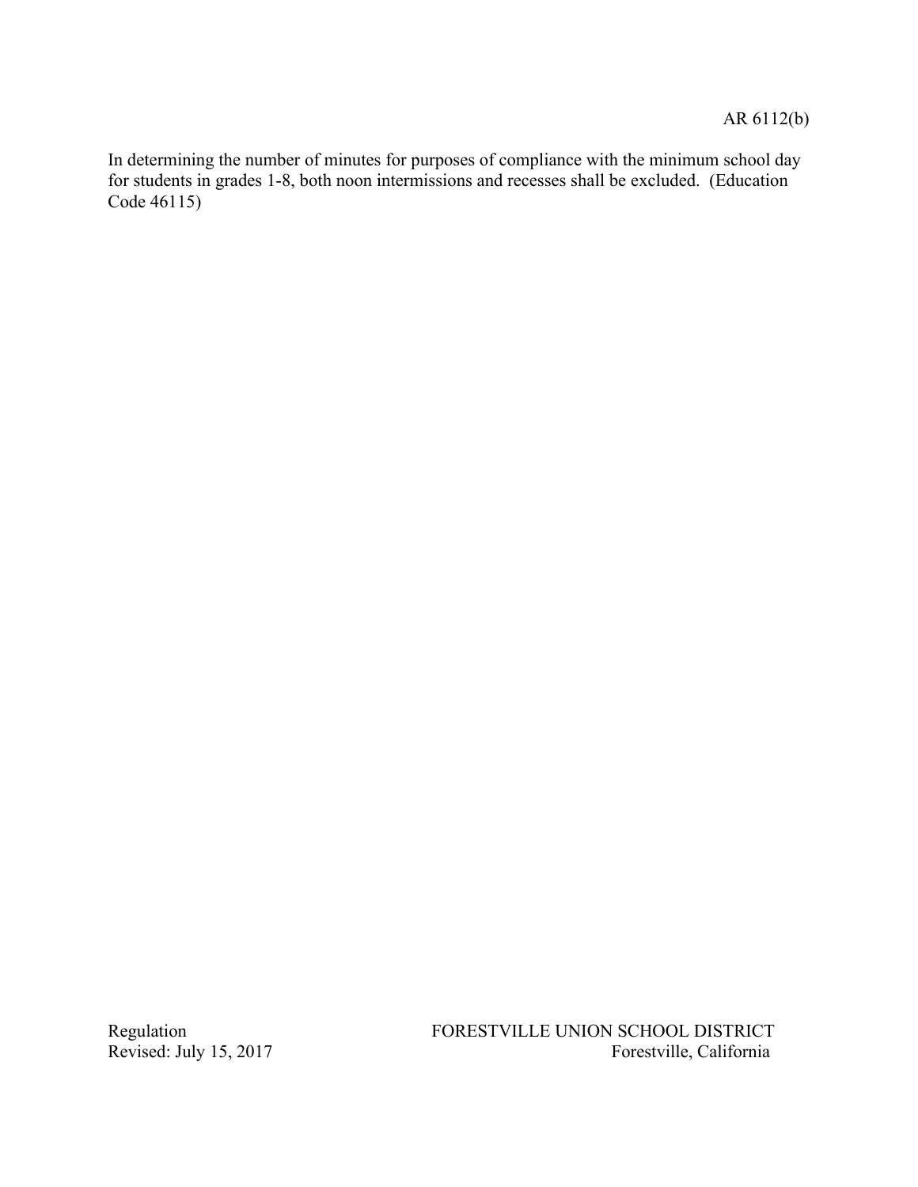In determining the number of minutes for purposes of compliance with the minimum school day for students in grades 1-8, both noon intermissions and recesses shall be excluded. (Education Code 46115)

Regulation
Revised: July 15, 2017

FORESTVILLE UNION SCHOOL DISTRICT
Forestville, California